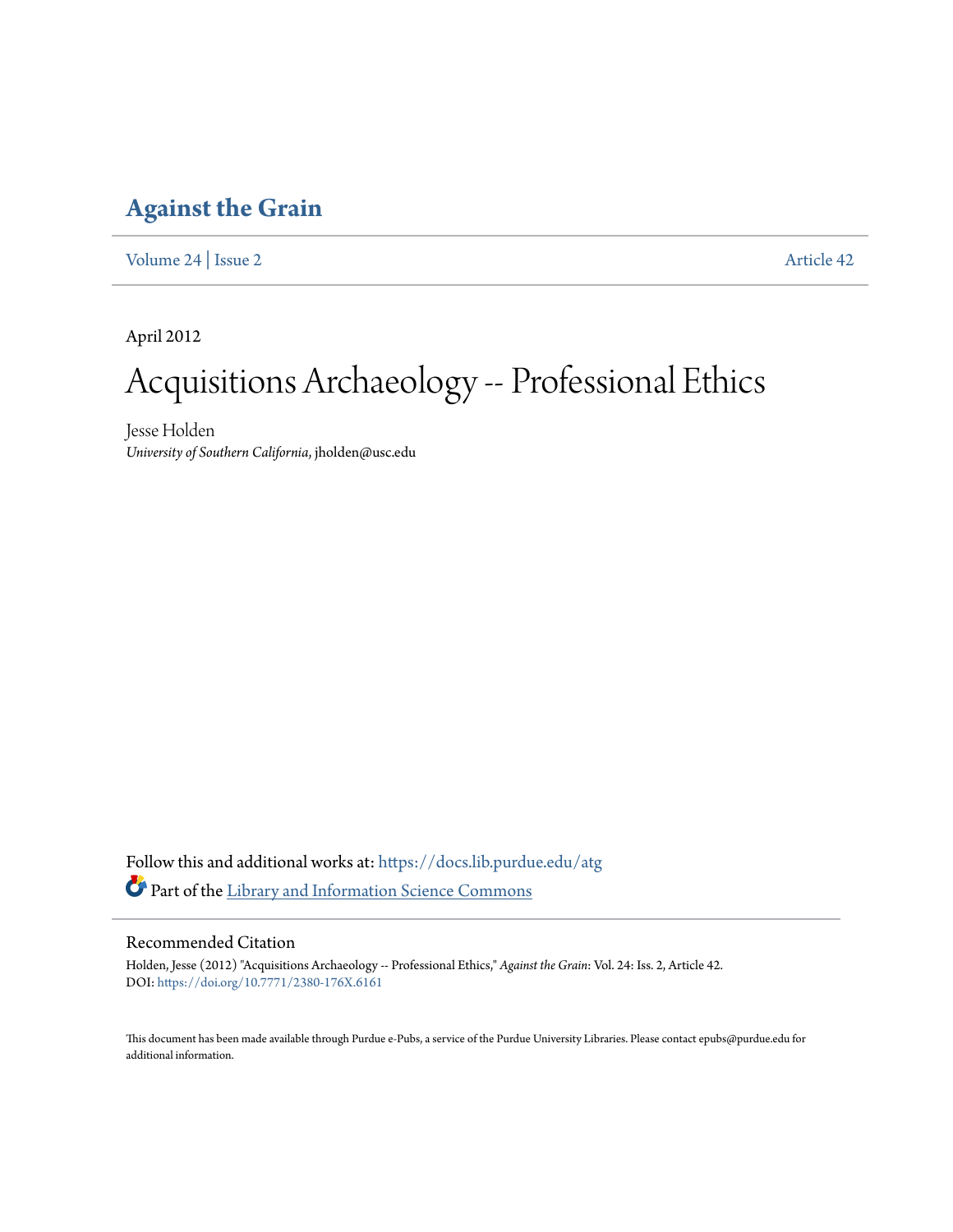# Against the Grain

Volume 24 | Issue 2 Article 42

April 2012

# Acquisitions Archaeology -- Professional Ethics

Jesse Holden
*University of Southern California*, jholden@usc.edu

Follow this and additional works at: https://docs.lib.purdue.edu/atg

Part of the Library and Information Science Commons

## Recommended Citation

Holden, Jesse (2012) "Acquisitions Archaeology -- Professional Ethics," *Against the Grain*: Vol. 24: Iss. 2, Article 42.
DOI: https://doi.org/10.7771/2380-176X.6161

This document has been made available through Purdue e-Pubs, a service of the Purdue University Libraries. Please contact epubs@purdue.edu for additional information.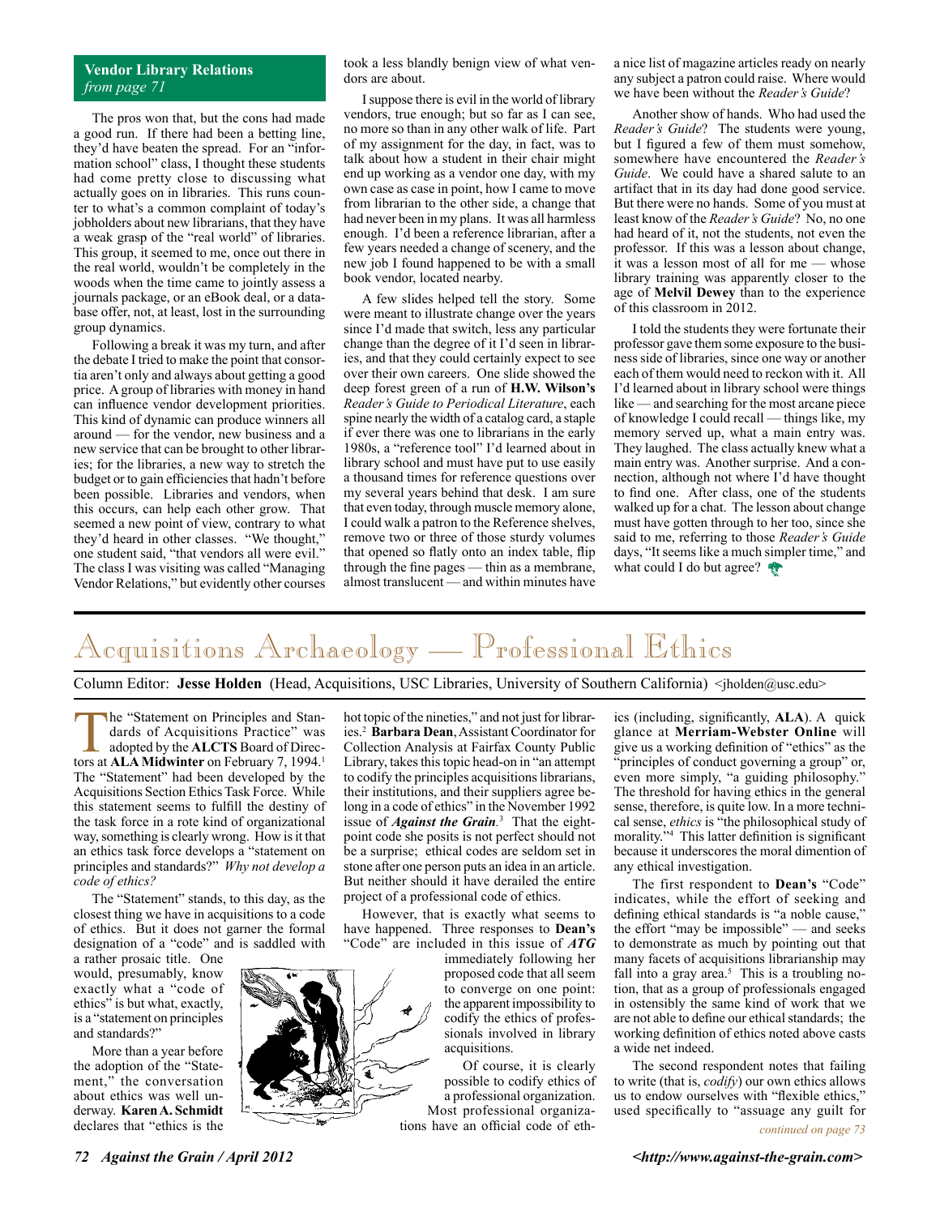## Vendor Library Relations
*from page 71*

The pros won that, but the cons had made a good run. If there had been a betting line, they'd have beaten the spread. For an "information school" class, I thought these students had come pretty close to discussing what actually goes on in libraries. This runs counter to what's a common complaint of today's jobholders about new librarians, that they have a weak grasp of the "real world" of libraries. This group, it seemed to me, once out there in the real world, wouldn't be completely in the woods when the time came to jointly assess a journals package, or an eBook deal, or a database offer, not, at least, lost in the surrounding group dynamics.

Following a break it was my turn, and after the debate I tried to make the point that consortia aren't only and always about getting a good price. A group of libraries with money in hand can influence vendor development priorities. This kind of dynamic can produce winners all around — for the vendor, new business and a new service that can be brought to other libraries; for the libraries, a new way to stretch the budget or to gain efficiencies that hadn't before been possible. Libraries and vendors, when this occurs, can help each other grow. That seemed a new point of view, contrary to what they'd heard in other classes. "We thought," one student said, "that vendors all were evil." The class I was visiting was called "Managing Vendor Relations," but evidently other courses took a less blandly benign view of what vendors are about.

I suppose there is evil in the world of library vendors, true enough; but so far as I can see, no more so than in any other walk of life. Part of my assignment for the day, in fact, was to talk about how a student in their chair might end up working as a vendor one day, with my own case as case in point, how I came to move from librarian to the other side, a change that had never been in my plans. It was all harmless enough. I'd been a reference librarian, after a few years needed a change of scenery, and the new job I found happened to be with a small book vendor, located nearby.

A few slides helped tell the story. Some were meant to illustrate change over the years since I'd made that switch, less any particular change than the degree of it I'd seen in libraries, and that they could certainly expect to see over their own careers. One slide showed the deep forest green of a run of **H.W. Wilson's** *Reader's Guide to Periodical Literature*, each spine nearly the width of a catalog card, a staple if ever there was one to librarians in the early 1980s, a "reference tool" I'd learned about in library school and must have put to use easily a thousand times for reference questions over my several years behind that desk. I am sure that even today, through muscle memory alone, I could walk a patron to the Reference shelves, remove two or three of those sturdy volumes that opened so flatly onto an index table, flip through the fine pages — thin as a membrane, almost translucent — and within minutes have a nice list of magazine articles ready on nearly any subject a patron could raise. Where would we have been without the *Reader's Guide*?

Another show of hands. Who had used the *Reader's Guide*? The students were young, but I figured a few of them must somehow, somewhere have encountered the *Reader's Guide*. We could have a shared salute to an artifact that in its day had done good service. But there were no hands. Some of you must at least know of the *Reader's Guide*? No, no one had heard of it, not the students, not even the professor. If this was a lesson about change, it was a lesson most of all for me — whose library training was apparently closer to the age of **Melvil Dewey** than to the experience of this classroom in 2012.

I told the students they were fortunate their professor gave them some exposure to the business side of libraries, since one way or another each of them would need to reckon with it. All I'd learned about in library school were things like — and searching for the most arcane piece of knowledge I could recall — things like, my memory served up, what a main entry was. They laughed. The class actually knew what a main entry was. Another surprise. And a connection, although not where I'd have thought to find one. After class, one of the students walked up for a chat. The lesson about change must have gotten through to her too, since she said to me, referring to those *Reader's Guide* days, "It seems like a much simpler time," and what could I do but agree?

# Acquisitions Archaeology — Professional Ethics

Column Editor: **Jesse Holden** (Head, Acquisitions, USC Libraries, University of Southern California) <jholden@usc.edu>

The "Statement on Principles and Standards of Acquisitions Practice" was adopted by the **ALCTS** Board of Directors at **ALA Midwinter** on February 7, 1994.[1] The "Statement" had been developed by the Acquisitions Section Ethics Task Force. While this statement seems to fulfill the destiny of the task force in a rote kind of organizational way, something is clearly wrong. How is it that an ethics task force develops a "statement on principles and standards?" *Why not develop a code of ethics?*

The "Statement" stands, to this day, as the closest thing we have in acquisitions to a code of ethics. But it does not garner the formal designation of a "code" and is saddled with a rather prosaic title. One would, presumably, know exactly what a "code of ethics" is but what, exactly, is a "statement on principles and standards?"

More than a year before the adoption of the "Statement," the conversation about ethics was well underway. **Karen A. Schmidt** declares that "ethics is the hot topic of the nineties," and not just for libraries.[2] **Barbara Dean**, Assistant Coordinator for Collection Analysis at Fairfax County Public Library, takes this topic head-on in "an attempt to codify the principles acquisitions librarians, their institutions, and their suppliers agree belong in a code of ethics" in the November 1992 issue of ***Against the Grain***.[3] That the eight-point code she posits is not perfect should not be a surprise; ethical codes are seldom set in stone after one person puts an idea in an article. But neither should it have derailed the entire project of a professional code of ethics.

However, that is exactly what seems to have happened. Three responses to **Dean's** "Code" are included in this issue of ***ATG*** immediately following her proposed code that all seem to converge on one point: the apparent impossibility to codify the ethics of professionals involved in library acquisitions.

Of course, it is clearly possible to codify ethics of a professional organization. Most professional organizations have an official code of ethics (including, significantly, **ALA**). A quick glance at **Merriam-Webster Online** will give us a working definition of "ethics" as the "principles of conduct governing a group" or, even more simply, "a guiding philosophy." The threshold for having ethics in the general sense, therefore, is quite low. In a more technical sense, *ethics* is "the philosophical study of morality."[4] This latter definition is significant because it underscores the moral dimention of any ethical investigation.

The first respondent to **Dean's** "Code" indicates, while the effort of seeking and defining ethical standards is "a noble cause," the effort "may be impossible" — and seeks to demonstrate as much by pointing out that many facets of acquisitions librarianship may fall into a gray area.[5] This is a troubling notion, that as a group of professionals engaged in ostensibly the same kind of work that we are not able to define our ethical standards; the working definition of ethics noted above casts a wide net indeed.

The second respondent notes that failing to write (that is, *codify*) our own ethics allows us to endow ourselves with "flexible ethics," used specifically to "assuage any guilt for

*continued on page 73*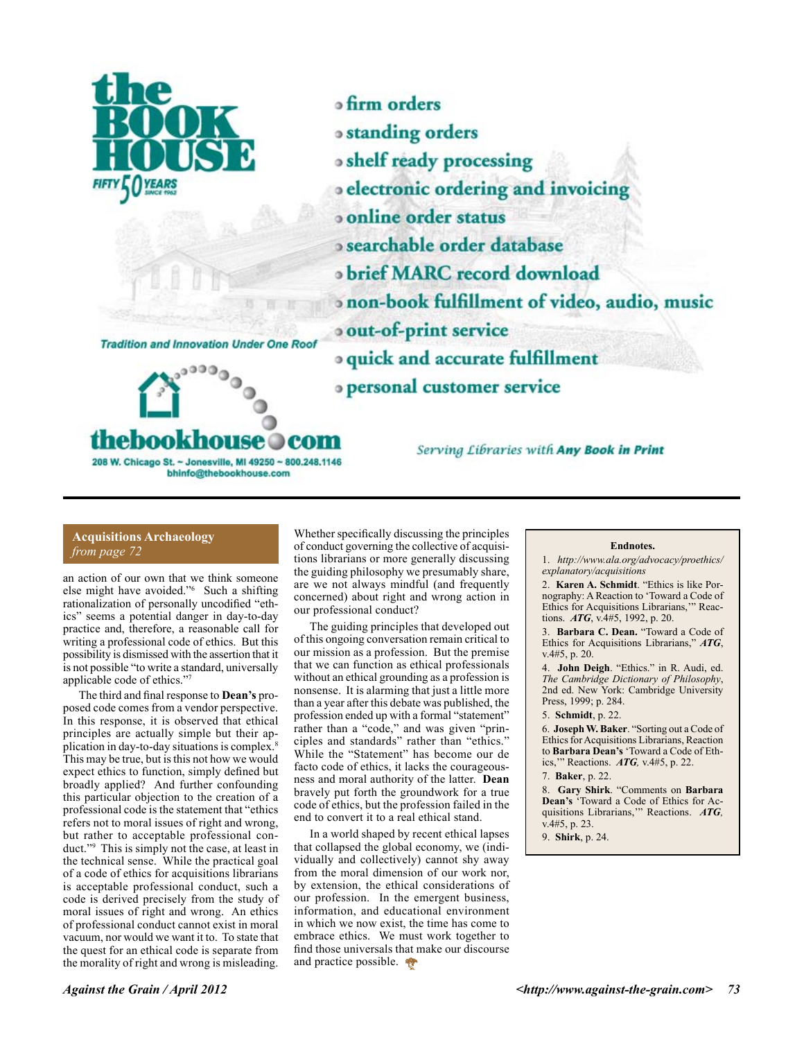the BOOK HOUSE

FIFTY 50 YEARS SINCE 1962

- firm orders
- standing orders
- shelf ready processing
- electronic ordering and invoicing
- online order status
- searchable order database
- brief MARC record download
- non-book fulfillment of video, audio, music
- out-of-print service
- quick and accurate fulfillment
- personal customer service

Tradition and Innovation Under One Roof

thebookhouse.com

208 W. Chicago St. ~ Jonesville, MI 49250 ~ 800.248.1146
bhinfo@thebookhouse.com

Serving Libraries with **Any Book in Print**

---

**Acquisitions Archaeology**
*from page 72*

an action of our own that we think someone else might have avoided."[6] Such a shifting rationalization of personally uncodified "ethics" seems a potential danger in day-to-day practice and, therefore, a reasonable call for writing a professional code of ethics. But this possibility is dismissed with the assertion that it is not possible "to write a standard, universally applicable code of ethics."[7]

The third and final response to **Dean's** proposed code comes from a vendor perspective. In this response, it is observed that ethical principles are actually simple but their application in day-to-day situations is complex.[8] This may be true, but is this not how we would expect ethics to function, simply defined but broadly applied? And further confounding this particular objection to the creation of a professional code is the statement that "ethics refers not to moral issues of right and wrong, but rather to acceptable professional conduct."[9] This is simply not the case, at least in the technical sense. While the practical goal of a code of ethics for acquisitions librarians is acceptable professional conduct, such a code is derived precisely from the study of moral issues of right and wrong. An ethics of professional conduct cannot exist in moral vacuum, nor would we want it to. To state that the quest for an ethical code is separate from the morality of right and wrong is misleading. Whether specifically discussing the principles of conduct governing the collective of acquisitions librarians or more generally discussing the guiding philosophy we presumably share, are we not always mindful (and frequently concerned) about right and wrong action in our professional conduct?

The guiding principles that developed out of this ongoing conversation remain critical to our mission as a profession. But the premise that we can function as ethical professionals without an ethical grounding as a profession is nonsense. It is alarming that just a little more than a year after this debate was published, the profession ended up with a formal "statement" rather than a "code," and was given "principles and standards" rather than "ethics." While the "Statement" has become our de facto code of ethics, it lacks the courageousness and moral authority of the latter. **Dean** bravely put forth the groundwork for a true code of ethics, but the profession failed in the end to convert it to a real ethical stand.

In a world shaped by recent ethical lapses that collapsed the global economy, we (individually and collectively) cannot shy away from the moral dimension of our work nor, by extension, the ethical considerations of our profession. In the emergent business, information, and educational environment in which we now exist, the time has come to embrace ethics. We must work together to find those universals that make our discourse and practice possible.

**Endnotes.**

1. *http://www.ala.org/advocacy/proethics/explanatory/acquisitions*

2. **Karen A. Schmidt**. "Ethics is like Pornography: A Reaction to 'Toward a Code of Ethics for Acquisitions Librarians,'" Reactions. ***ATG***, v.4#5, 1992, p. 20.

3. **Barbara C. Dean.** "Toward a Code of Ethics for Acquisitions Librarians," ***ATG***, v.4#5, p. 20.

4. **John Deigh**. "Ethics." in R. Audi, ed. *The Cambridge Dictionary of Philosophy*, 2nd ed. New York: Cambridge University Press, 1999; p. 284.

5. **Schmidt**, p. 22.

6. **Joseph W. Baker**. "Sorting out a Code of Ethics for Acquisitions Librarians, Reaction to **Barbara Dean's** 'Toward a Code of Ethics,'" Reactions. ***ATG,*** v.4#5, p. 22.

7. **Baker**, p. 22.

8. **Gary Shirk**. "Comments on **Barbara Dean's** 'Toward a Code of Ethics for Acquisitions Librarians,'" Reactions. ***ATG,*** v.4#5, p. 23.

9. **Shirk**, p. 24.